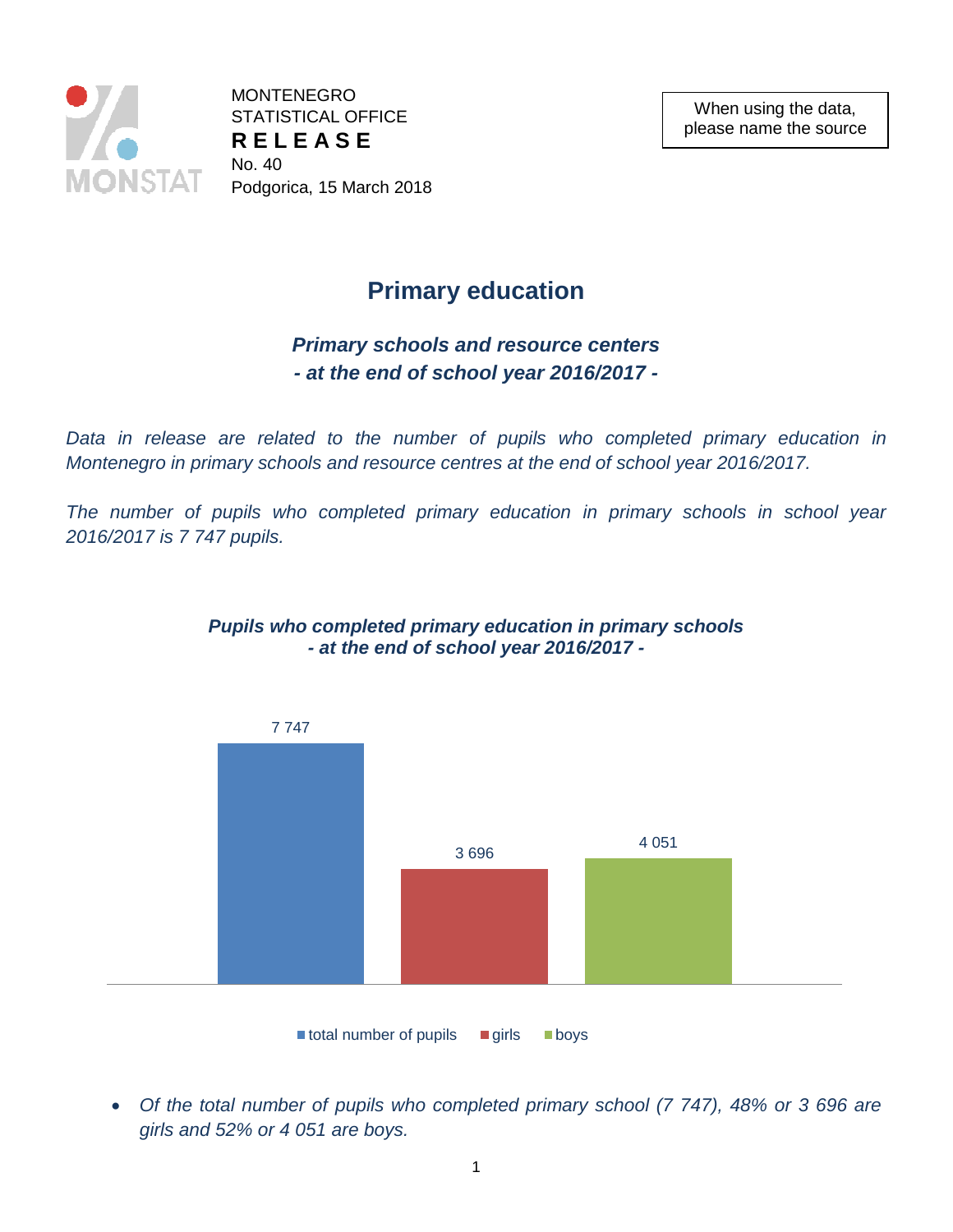MONTENEGRO
STATISTICAL OFFICE
**RELEASE**
No. 40
Podgorica, 15 March 2018

When using the data, please name the source

# Primary education

## *Primary schools and resource centers - at the end of school year 2016/2017 -*

*Data in release are related to the number of pupils who completed primary education in Montenegro in primary schools and resource centres at the end of school year 2016/2017.*

*The number of pupils who completed primary education in primary schools in school year 2016/2017 is 7 747 pupils.*

***Pupils who completed primary education in primary schools - at the end of school year 2016/2017 -***

| total number of pupils | girls | boys |
|---|---|---|
| 7 747 | 3 696 | 4 051 |

- *Of the total number of pupils who completed primary school (7 747), 48% or 3 696 are girls and 52% or 4 051 are boys.*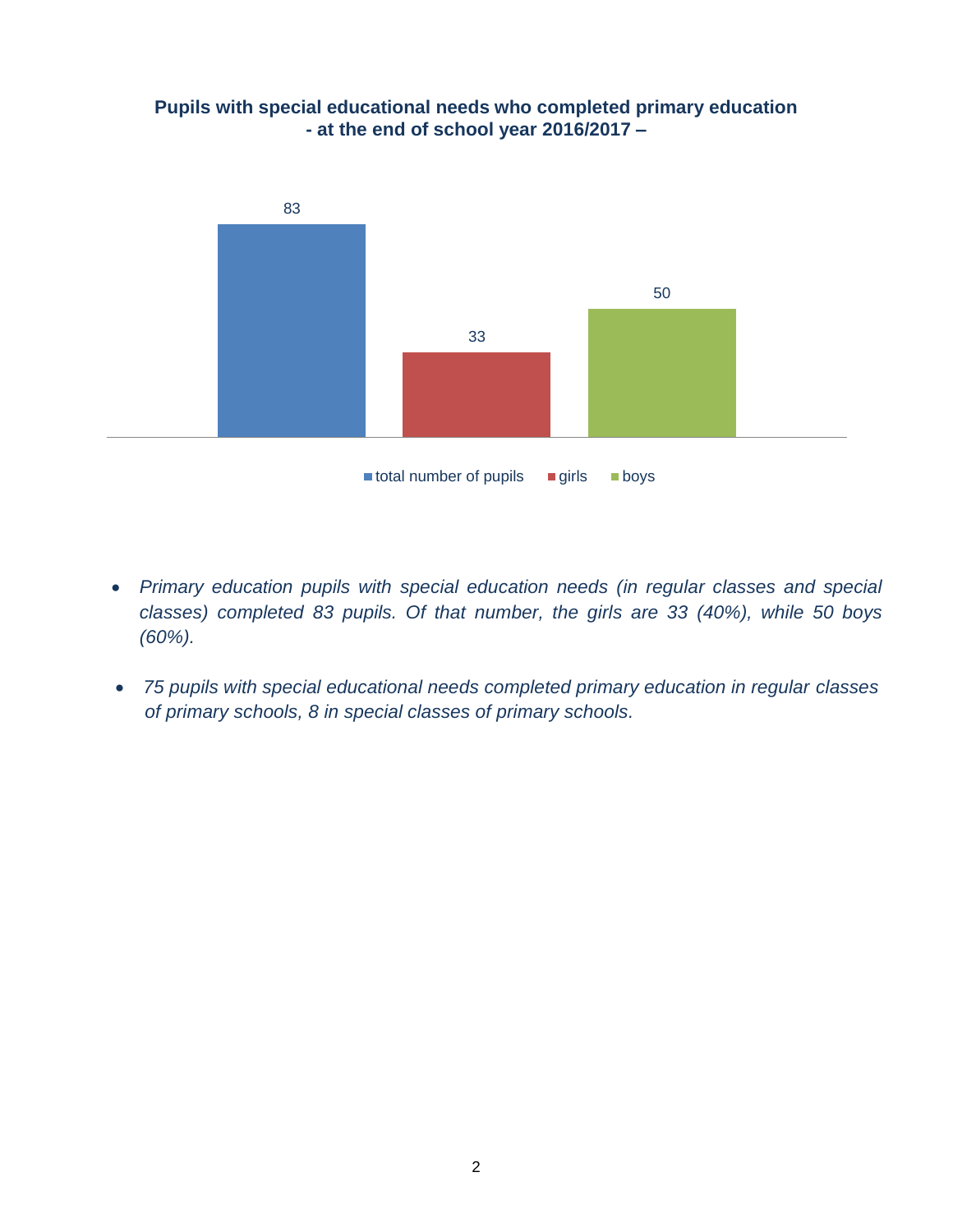**Pupils with special educational needs who completed primary education - at the end of school year 2016/2017 –**

| | total number of pupils | girls | boys |
|---|---|---|---|
| | 83 | 33 | 50 |

- *Primary education pupils with special education needs (in regular classes and special classes) completed 83 pupils. Of that number, the girls are 33 (40%), while 50 boys (60%).*

- *75 pupils with special educational needs completed primary education in regular classes of primary schools, 8 in special classes of primary schools.*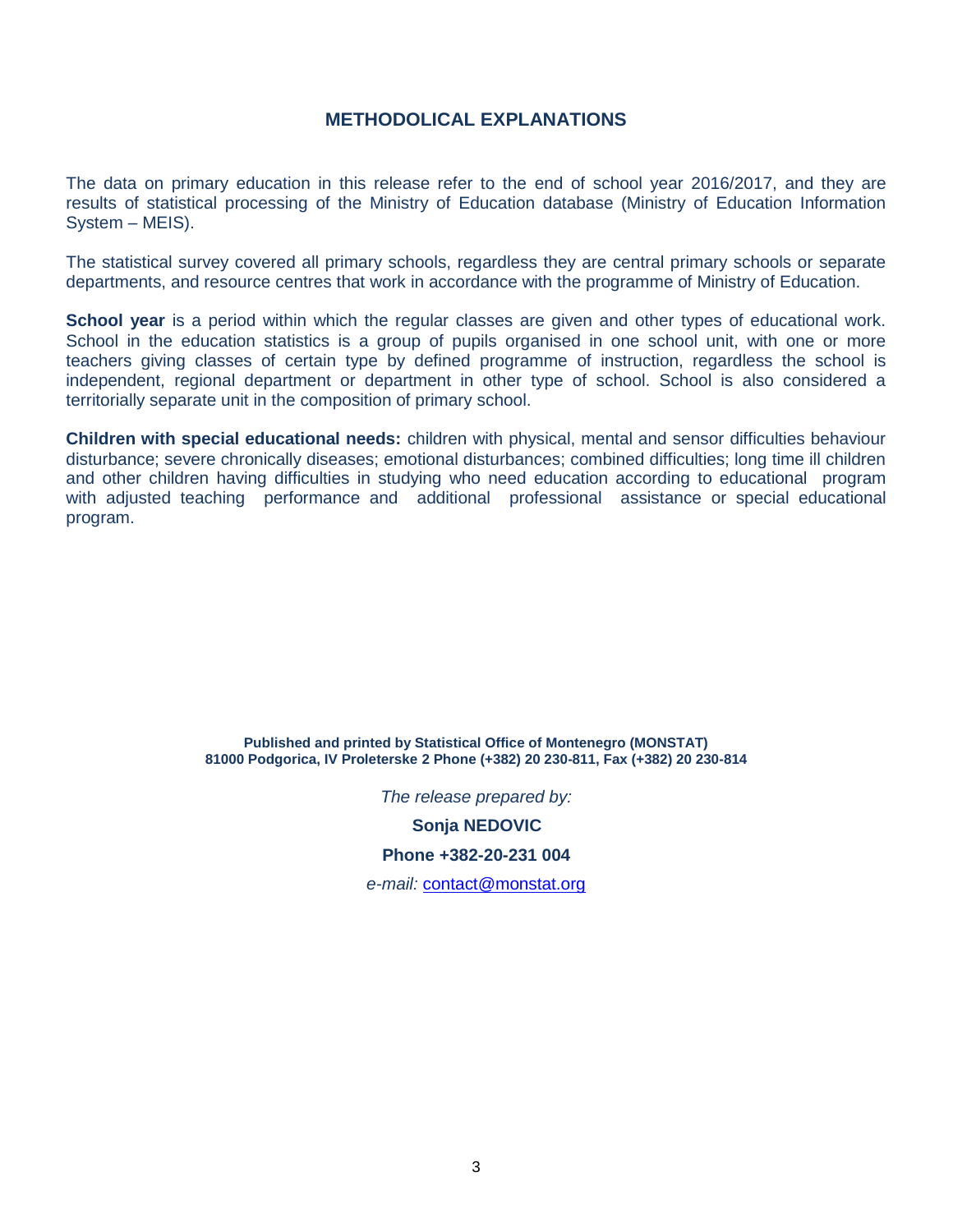# METHODOLOGICAL EXPLANATIONS

The data on primary education in this release refer to the end of school year 2016/2017, and they are results of statistical processing of the Ministry of Education database (Ministry of Education Information System – MEIS).

The statistical survey covered all primary schools, regardless they are central primary schools or separate departments, and resource centres that work in accordance with the programme of Ministry of Education.

**School year** is a period within which the regular classes are given and other types of educational work. School in the education statistics is a group of pupils organised in one school unit, with one or more teachers giving classes of certain type by defined programme of instruction, regardless the school is independent, regional department or department in other type of school. School is also considered a territorially separate unit in the composition of primary school.

**Children with special educational needs:** children with physical, mental and sensor difficulties behaviour disturbance; severe chronically diseases; emotional disturbances; combined difficulties; long time ill children and other children having difficulties in studying who need education according to educational program with adjusted teaching performance and additional professional assistance or special educational program.

**Published and printed by Statistical Office of Montenegro (MONSTAT)**
**81000 Podgorica, IV Proleterske 2 Phone (+382) 20 230-811, Fax (+382) 20 230-814**

*The release prepared by:*

**Sonja NEDOVIC**

**Phone +382-20-231 004**

*e-mail:* contact@monstat.org